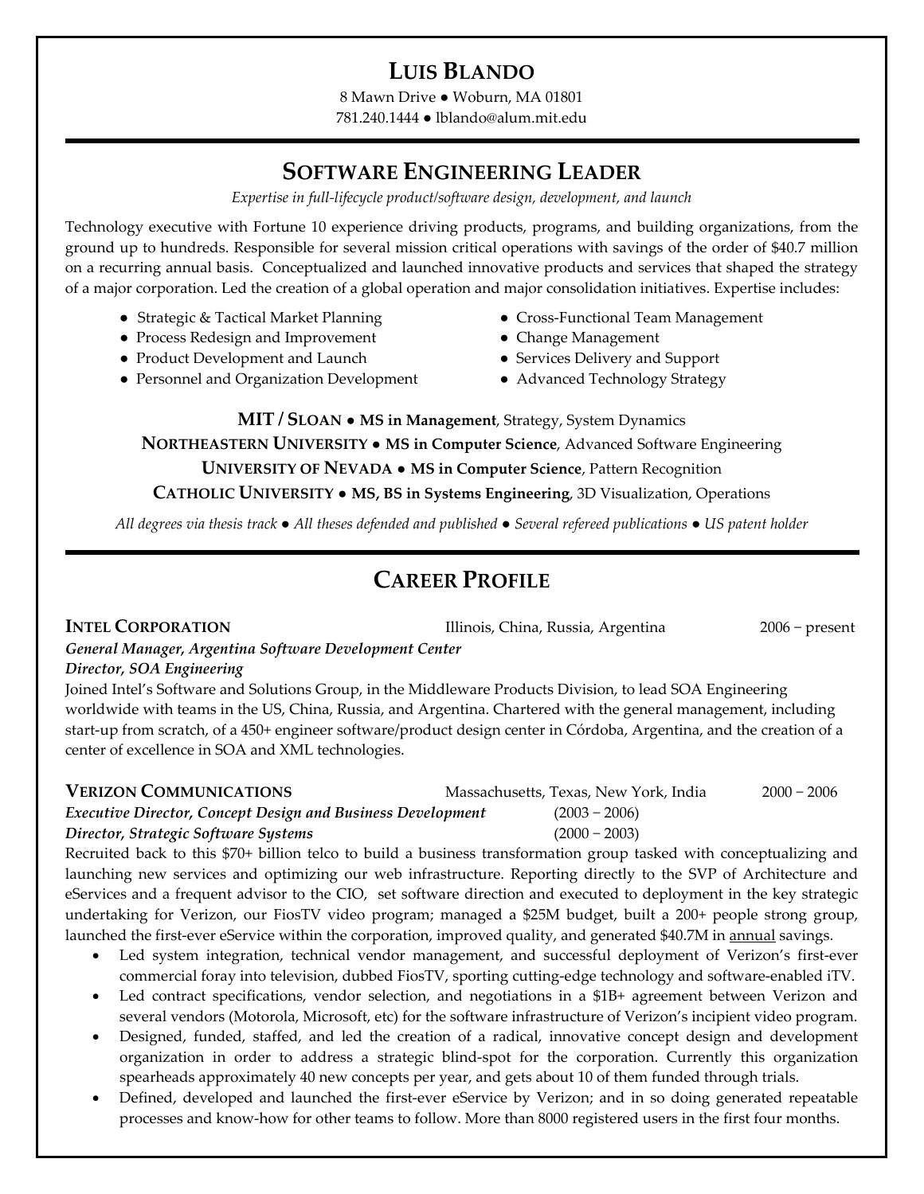# LUIS BLANDO

8 Mawn Drive ● Woburn, MA 01801
781.240.1444 ● lblando@alum.mit.edu

## SOFTWARE ENGINEERING LEADER

*Expertise in full-lifecycle product/software design, development, and launch*

Technology executive with Fortune 10 experience driving products, programs, and building organizations, from the ground up to hundreds. Responsible for several mission critical operations with savings of the order of $40.7 million on a recurring annual basis. Conceptualized and launched innovative products and services that shaped the strategy of a major corporation. Led the creation of a global operation and major consolidation initiatives. Expertise includes:

- Strategic & Tactical Market Planning
- Process Redesign and Improvement
- Product Development and Launch
- Personnel and Organization Development
- Cross-Functional Team Management
- Change Management
- Services Delivery and Support
- Advanced Technology Strategy

**MIT / SLOAN ● MS in Management**, Strategy, System Dynamics
**NORTHEASTERN UNIVERSITY ● MS in Computer Science**, Advanced Software Engineering
**UNIVERSITY OF NEVADA ● MS in Computer Science**, Pattern Recognition
**CATHOLIC UNIVERSITY ● MS, BS in Systems Engineering**, 3D Visualization, Operations

*All degrees via thesis track ● All theses defended and published ● Several refereed publications ● US patent holder*

## CAREER PROFILE

**INTEL CORPORATION** — Illinois, China, Russia, Argentina — 2006 – present

***General Manager, Argentina Software Development Center***
***Director, SOA Engineering***

Joined Intel's Software and Solutions Group, in the Middleware Products Division, to lead SOA Engineering worldwide with teams in the US, China, Russia, and Argentina. Chartered with the general management, including start-up from scratch, of a 450+ engineer software/product design center in Córdoba, Argentina, and the creation of a center of excellence in SOA and XML technologies.

**VERIZON COMMUNICATIONS** — Massachusetts, Texas, New York, India — 2000 – 2006

***Executive Director, Concept Design and Business Development*** (2003 – 2006)
***Director, Strategic Software Systems*** (2000 – 2003)

Recruited back to this $70+ billion telco to build a business transformation group tasked with conceptualizing and launching new services and optimizing our web infrastructure. Reporting directly to the SVP of Architecture and eServices and a frequent advisor to the CIO, set software direction and executed to deployment in the key strategic undertaking for Verizon, our FiosTV video program; managed a $25M budget, built a 200+ people strong group, launched the first-ever eService within the corporation, improved quality, and generated $40.7M in annual savings.

- Led system integration, technical vendor management, and successful deployment of Verizon's first-ever commercial foray into television, dubbed FiosTV, sporting cutting-edge technology and software-enabled iTV.
- Led contract specifications, vendor selection, and negotiations in a $1B+ agreement between Verizon and several vendors (Motorola, Microsoft, etc) for the software infrastructure of Verizon's incipient video program.
- Designed, funded, staffed, and led the creation of a radical, innovative concept design and development organization in order to address a strategic blind-spot for the corporation. Currently this organization spearheads approximately 40 new concepts per year, and gets about 10 of them funded through trials.
- Defined, developed and launched the first-ever eService by Verizon; and in so doing generated repeatable processes and know-how for other teams to follow. More than 8000 registered users in the first four months.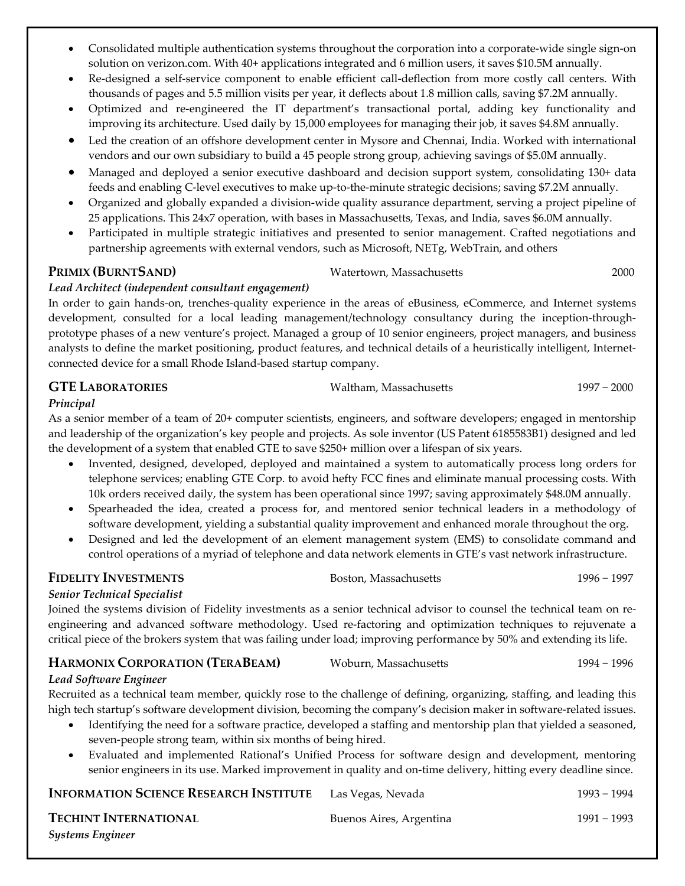- Consolidated multiple authentication systems throughout the corporation into a corporate-wide single sign-on solution on verizon.com. With 40+ applications integrated and 6 million users, it saves $10.5M annually.
- Re-designed a self-service component to enable efficient call-deflection from more costly call centers. With thousands of pages and 5.5 million visits per year, it deflects about 1.8 million calls, saving $7.2M annually.
- Optimized and re-engineered the IT department's transactional portal, adding key functionality and improving its architecture. Used daily by 15,000 employees for managing their job, it saves $4.8M annually.
- Led the creation of an offshore development center in Mysore and Chennai, India. Worked with international vendors and our own subsidiary to build a 45 people strong group, achieving savings of $5.0M annually.
- Managed and deployed a senior executive dashboard and decision support system, consolidating 130+ data feeds and enabling C-level executives to make up-to-the-minute strategic decisions; saving $7.2M annually.
- Organized and globally expanded a division-wide quality assurance department, serving a project pipeline of 25 applications. This 24x7 operation, with bases in Massachusetts, Texas, and India, saves $6.0M annually.
- Participated in multiple strategic initiatives and presented to senior management. Crafted negotiations and partnership agreements with external vendors, such as Microsoft, NETg, WebTrain, and others

**PRIMIX (BURNTSAND)** — Watertown, Massachusetts — 2000

***Lead Architect (independent consultant engagement)***

In order to gain hands-on, trenches-quality experience in the areas of eBusiness, eCommerce, and Internet systems development, consulted for a local leading management/technology consultancy during the inception-through-prototype phases of a new venture's project. Managed a group of 10 senior engineers, project managers, and business analysts to define the market positioning, product features, and technical details of a heuristically intelligent, Internet-connected device for a small Rhode Island-based startup company.

**GTE LABORATORIES** — Waltham, Massachusetts — 1997 – 2000

***Principal***

As a senior member of a team of 20+ computer scientists, engineers, and software developers; engaged in mentorship and leadership of the organization's key people and projects. As sole inventor (US Patent 6185583B1) designed and led the development of a system that enabled GTE to save $250+ million over a lifespan of six years.

- Invented, designed, developed, deployed and maintained a system to automatically process long orders for telephone services; enabling GTE Corp. to avoid hefty FCC fines and eliminate manual processing costs. With 10k orders received daily, the system has been operational since 1997; saving approximately $48.0M annually.
- Spearheaded the idea, created a process for, and mentored senior technical leaders in a methodology of software development, yielding a substantial quality improvement and enhanced morale throughout the org.
- Designed and led the development of an element management system (EMS) to consolidate command and control operations of a myriad of telephone and data network elements in GTE's vast network infrastructure.

**FIDELITY INVESTMENTS** — Boston, Massachusetts — 1996 – 1997

***Senior Technical Specialist***

Joined the systems division of Fidelity investments as a senior technical advisor to counsel the technical team on re-engineering and advanced software methodology. Used re-factoring and optimization techniques to rejuvenate a critical piece of the brokers system that was failing under load; improving performance by 50% and extending its life.

**HARMONIX CORPORATION (TERABEAM)** — Woburn, Massachusetts — 1994 – 1996

***Lead Software Engineer***

Recruited as a technical team member, quickly rose to the challenge of defining, organizing, staffing, and leading this high tech startup's software development division, becoming the company's decision maker in software-related issues.

- Identifying the need for a software practice, developed a staffing and mentorship plan that yielded a seasoned, seven-people strong team, within six months of being hired.
- Evaluated and implemented Rational's Unified Process for software design and development, mentoring senior engineers in its use. Marked improvement in quality and on-time delivery, hitting every deadline since.

**INFORMATION SCIENCE RESEARCH INSTITUTE** — Las Vegas, Nevada — 1993 – 1994

**TECHINT INTERNATIONAL** — Buenos Aires, Argentina — 1991 – 1993

***Systems Engineer***